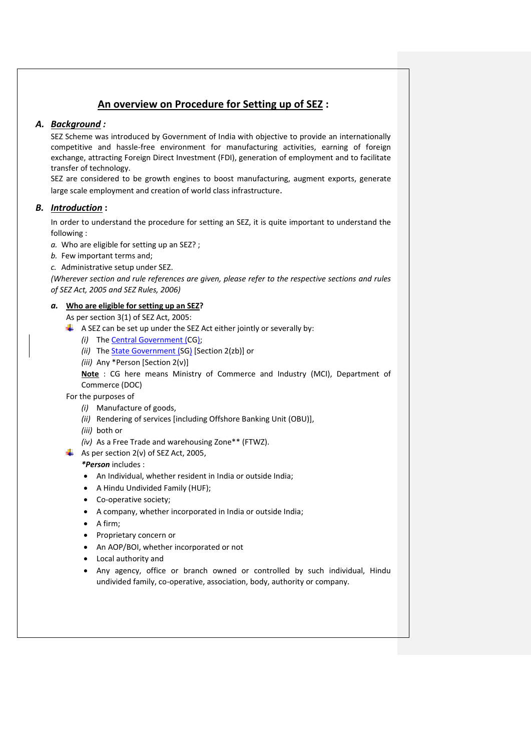# An overview on Procedure for Setting up of SEZ :

## A. *Background :*

SEZ Scheme was introduced by Government of India with objective to provide an internationally competitive and hassle-free environment for manufacturing activities, earning of foreign exchange, attracting Foreign Direct Investment (FDI), generation of employment and to facilitate transfer of technology.

SEZ are considered to be growth engines to boost manufacturing, augment exports, generate large scale employment and creation of world class infrastructure.

## B. *Introduction* :

In order to understand the procedure for setting an SEZ, it is quite important to understand the following :

*a.* Who are eligible for setting up an SEZ? ;

*b.* Few important terms and;

*c.* Administrative setup under SEZ.

*(Wherever section and rule references are given, please refer to the respective sections and rules of SEZ Act, 2005 and SEZ Rules, 2006)*

### *a.* Who are eligible for setting up an SEZ?

As per section 3(1) of SEZ Act, 2005:

- A SEZ can be set up under the SEZ Act either jointly or severally by:
  - *(i)* The Central Government (CG);
  - *(ii)* The State Government (SG) [Section 2(zb)] or
  - *(iii)* Any *Person [Section 2(v)]

  **Note** : CG here means Ministry of Commerce and Industry (MCI), Department of Commerce (DOC)

For the purposes of

- *(i)* Manufacture of goods,
- *(ii)* Rendering of services [including Offshore Banking Unit (OBU)],
- *(iii)* both or
- *(iv)* As a Free Trade and warehousing Zone** (FTWZ).

- As per section 2(v) of SEZ Act, 2005,

  ***Person** includes :

  - An Individual, whether resident in India or outside India;
  - A Hindu Undivided Family (HUF);
  - Co-operative society;
  - A company, whether incorporated in India or outside India;
  - A firm;
  - Proprietary concern or
  - An AOP/BOI, whether incorporated or not
  - Local authority and
  - Any agency, office or branch owned or controlled by such individual, Hindu undivided family, co-operative, association, body, authority or company.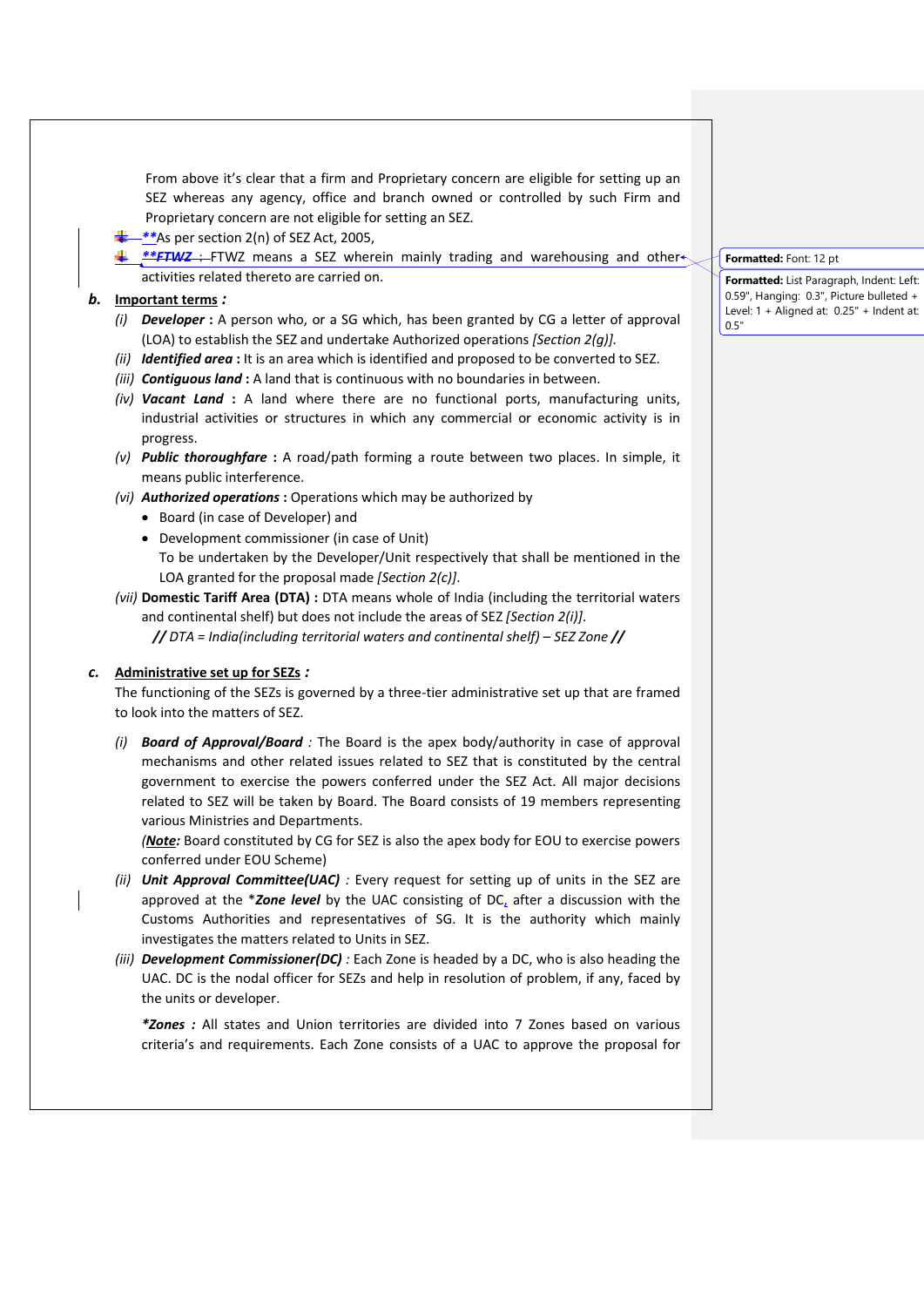From above it's clear that a firm and Proprietary concern are eligible for setting up an SEZ whereas any agency, office and branch owned or controlled by such Firm and Proprietary concern are not eligible for setting an SEZ.

- ***As per section 2(n) of SEZ Act, 2005,
- ***FTWZ :* FTWZ means a SEZ wherein mainly trading and warehousing and other activities related thereto are carried on.

**b. Important terms :**

*(i)* ***Developer*** **:** A person who, or a SG which, has been granted by CG a letter of approval (LOA) to establish the SEZ and undertake Authorized operations *[Section 2(g)].*

*(ii)* ***Identified area*** **:** It is an area which is identified and proposed to be converted to SEZ.

*(iii)* ***Contiguous land*** **:** A land that is continuous with no boundaries in between.

*(iv)* ***Vacant Land*** **:** A land where there are no functional ports, manufacturing units, industrial activities or structures in which any commercial or economic activity is in progress.

*(v)* ***Public thoroughfare*** **:** A road/path forming a route between two places. In simple, it means public interference.

*(vi)* ***Authorized operations*** **:** Operations which may be authorized by

- Board (in case of Developer) and
- Development commissioner (in case of Unit)

To be undertaken by the Developer/Unit respectively that shall be mentioned in the LOA granted for the proposal made *[Section 2(c)]*.

*(vii)* **Domestic Tariff Area (DTA) :** DTA means whole of India (including the territorial waters and continental shelf) but does not include the areas of SEZ *[Section 2(i)]*.

***//*** *DTA = India(including territorial waters and continental shelf) – SEZ Zone* ***//***

**c. Administrative set up for SEZs :**

The functioning of the SEZs is governed by a three-tier administrative set up that are framed to look into the matters of SEZ.

*(i)* ***Board of Approval/Board*** *:* The Board is the apex body/authority in case of approval mechanisms and other related issues related to SEZ that is constituted by the central government to exercise the powers conferred under the SEZ Act. All major decisions related to SEZ will be taken by Board. The Board consists of 19 members representing various Ministries and Departments.

*(**Note**:* Board constituted by CG for SEZ is also the apex body for EOU to exercise powers conferred under EOU Scheme)

*(ii)* ***Unit Approval Committee(UAC)*** *:* Every request for setting up of units in the SEZ are approved at the **Zone level* by the UAC consisting of DC, after a discussion with the Customs Authorities and representatives of SG. It is the authority which mainly investigates the matters related to Units in SEZ.

*(iii)* ***Development Commissioner(DC)*** *:* Each Zone is headed by a DC, who is also heading the UAC. DC is the nodal officer for SEZs and help in resolution of problem, if any, faced by the units or developer.

***Zones :*** All states and Union territories are divided into 7 Zones based on various criteria's and requirements. Each Zone consists of a UAC to approve the proposal for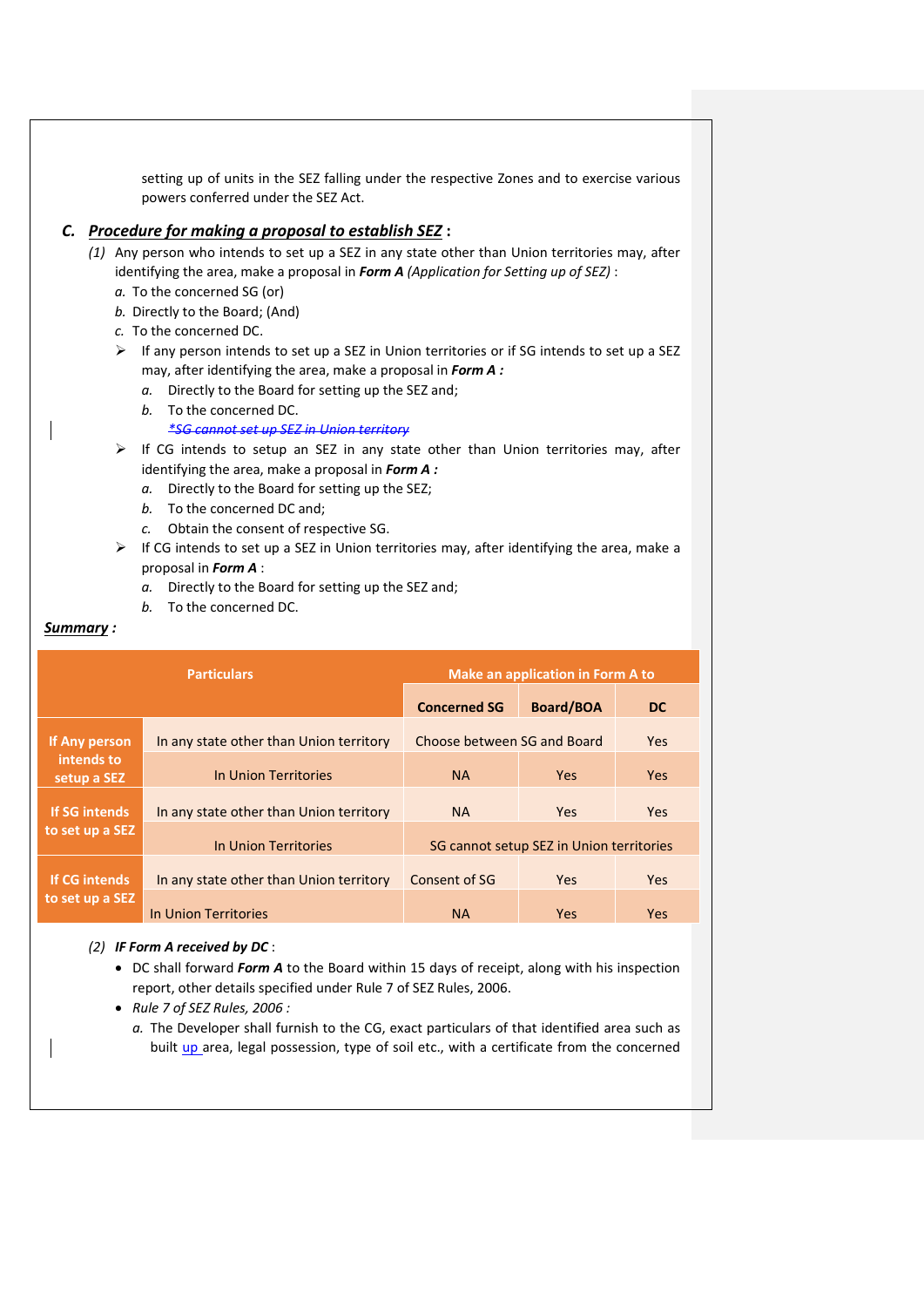setting up of units in the SEZ falling under the respective Zones and to exercise various powers conferred under the SEZ Act.

### C. ***Procedure for making a proposal to establish SEZ*** :

*(1)* Any person who intends to set up a SEZ in any state other than Union territories may, after identifying the area, make a proposal in ***Form A*** *(Application for Setting up of SEZ)* :

*a.* To the concerned SG (or)

*b.* Directly to the Board; (And)

*c.* To the concerned DC.

- If any person intends to set up a SEZ in Union territories or if SG intends to set up a SEZ may, after identifying the area, make a proposal in ***Form A :***
  - *a.* Directly to the Board for setting up the SEZ and;
  - *b.* To the concerned DC.

  *\*SG cannot set up SEZ in Union territory*

- If CG intends to setup an SEZ in any state other than Union territories may, after identifying the area, make a proposal in ***Form A :***
  - *a.* Directly to the Board for setting up the SEZ;
  - *b.* To the concerned DC and;
  - *c.* Obtain the consent of respective SG.

- If CG intends to set up a SEZ in Union territories may, after identifying the area, make a proposal in ***Form A*** :
  - *a.* Directly to the Board for setting up the SEZ and;
  - *b.* To the concerned DC.

***Summary :***

| Particulars | | Make an application in Form A to | | |
|---|---|---|---|---|
| | | Concerned SG | Board/BOA | DC |
| If Any person intends to setup a SEZ | In any state other than Union territory | Choose between SG and Board | | Yes |
| | In Union Territories | NA | Yes | Yes |
| If SG intends to set up a SEZ | In any state other than Union territory | NA | Yes | Yes |
| | In Union Territories | SG cannot setup SEZ in Union territories | | |
| If CG intends to set up a SEZ | In any state other than Union territory | Consent of SG | Yes | Yes |
| | In Union Territories | NA | Yes | Yes |

*(2)* ***IF Form A received by DC*** :

- DC shall forward ***Form A*** to the Board within 15 days of receipt, along with his inspection report, other details specified under Rule 7 of SEZ Rules, 2006.
- *Rule 7 of SEZ Rules, 2006 :*

  *a.* The Developer shall furnish to the CG, exact particulars of that identified area such as built up area, legal possession, type of soil etc., with a certificate from the concerned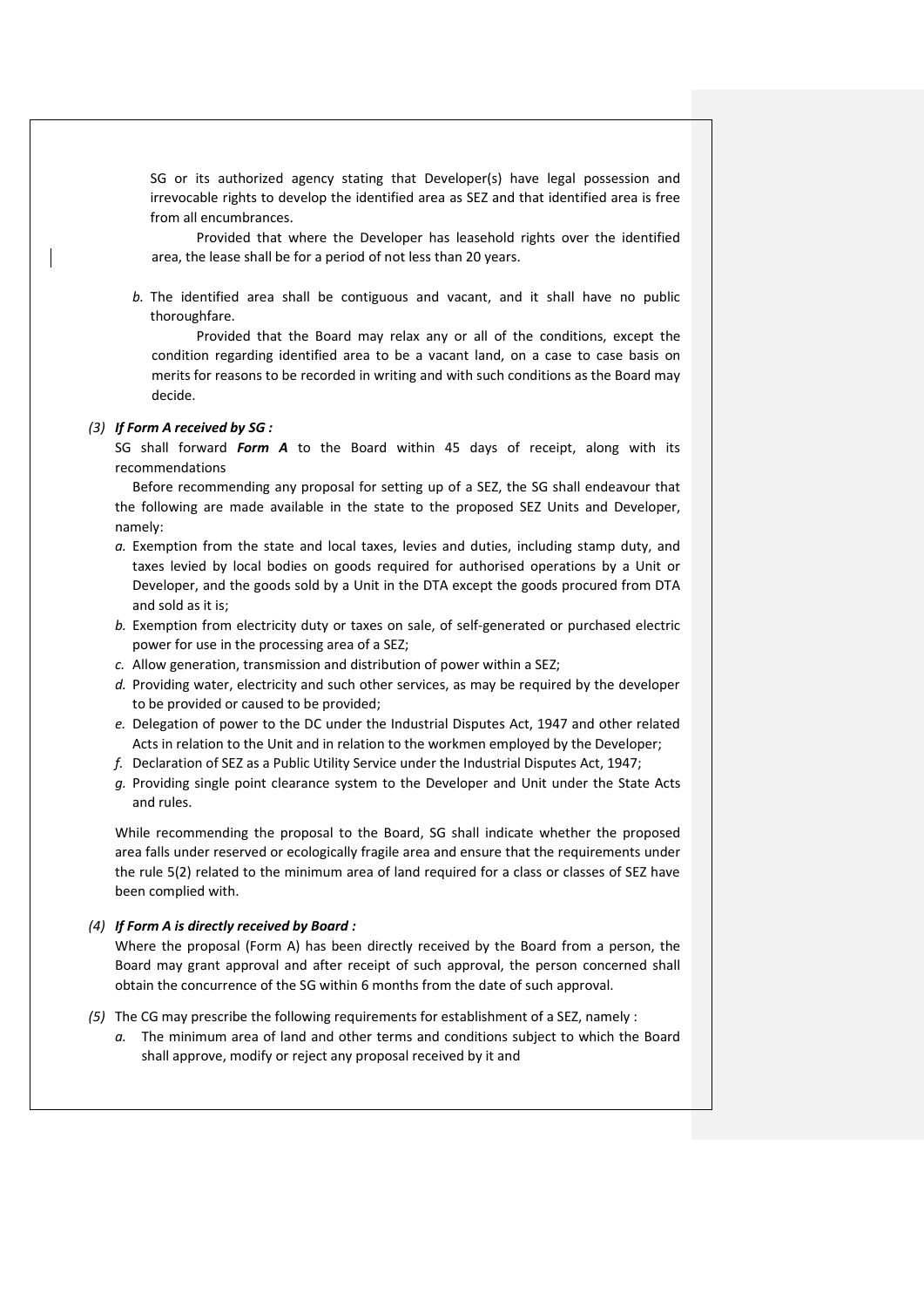SG or its authorized agency stating that Developer(s) have legal possession and irrevocable rights to develop the identified area as SEZ and that identified area is free from all encumbrances.

Provided that where the Developer has leasehold rights over the identified area, the lease shall be for a period of not less than 20 years.

*b.* The identified area shall be contiguous and vacant, and it shall have no public thoroughfare.

Provided that the Board may relax any or all of the conditions, except the condition regarding identified area to be a vacant land, on a case to case basis on merits for reasons to be recorded in writing and with such conditions as the Board may decide.

*(3)* ***If Form A received by SG :***

SG shall forward ***Form A*** to the Board within 45 days of receipt, along with its recommendations

Before recommending any proposal for setting up of a SEZ, the SG shall endeavour that the following are made available in the state to the proposed SEZ Units and Developer, namely:

*a.* Exemption from the state and local taxes, levies and duties, including stamp duty, and taxes levied by local bodies on goods required for authorised operations by a Unit or Developer, and the goods sold by a Unit in the DTA except the goods procured from DTA and sold as it is;

*b.* Exemption from electricity duty or taxes on sale, of self-generated or purchased electric power for use in the processing area of a SEZ;

*c.* Allow generation, transmission and distribution of power within a SEZ;

*d.* Providing water, electricity and such other services, as may be required by the developer to be provided or caused to be provided;

*e.* Delegation of power to the DC under the Industrial Disputes Act, 1947 and other related Acts in relation to the Unit and in relation to the workmen employed by the Developer;

*f.* Declaration of SEZ as a Public Utility Service under the Industrial Disputes Act, 1947;

*g.* Providing single point clearance system to the Developer and Unit under the State Acts and rules.

While recommending the proposal to the Board, SG shall indicate whether the proposed area falls under reserved or ecologically fragile area and ensure that the requirements under the rule 5(2) related to the minimum area of land required for a class or classes of SEZ have been complied with.

*(4)* ***If Form A is directly received by Board :***

Where the proposal (Form A) has been directly received by the Board from a person, the Board may grant approval and after receipt of such approval, the person concerned shall obtain the concurrence of the SG within 6 months from the date of such approval.

*(5)* The CG may prescribe the following requirements for establishment of a SEZ, namely :

*a.* The minimum area of land and other terms and conditions subject to which the Board shall approve, modify or reject any proposal received by it and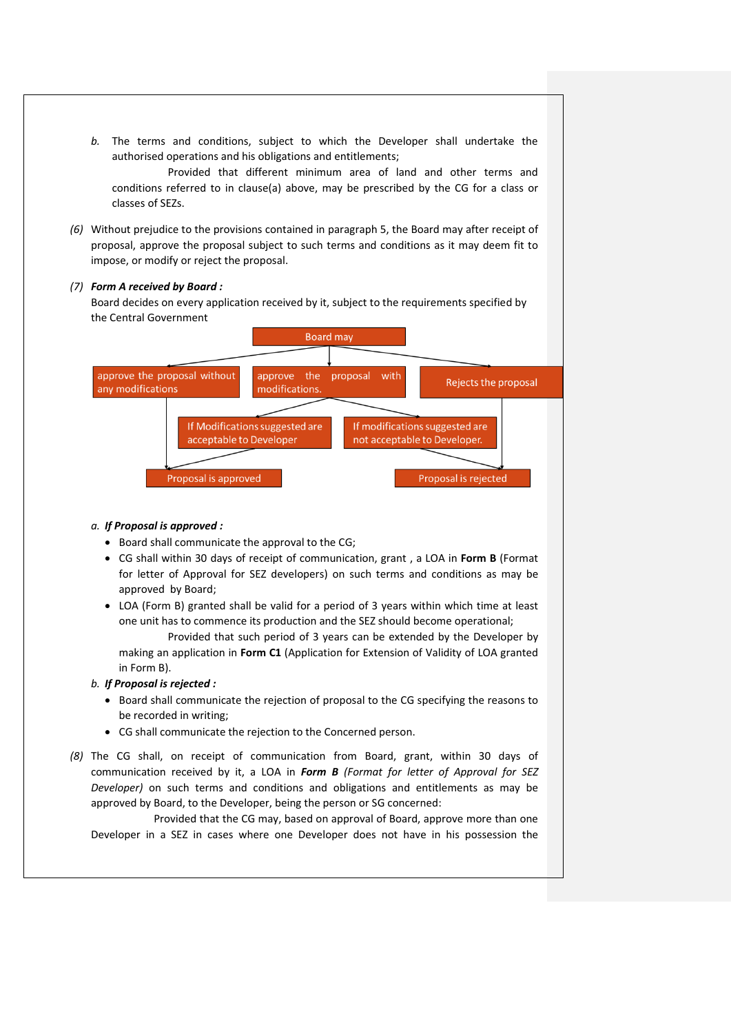b. The terms and conditions, subject to which the Developer shall undertake the authorised operations and his obligations and entitlements;

   Provided that different minimum area of land and other terms and conditions referred to in clause(a) above, may be prescribed by the CG for a class or classes of SEZs.

*(6)* Without prejudice to the provisions contained in paragraph 5, the Board may after receipt of proposal, approve the proposal subject to such terms and conditions as it may deem fit to impose, or modify or reject the proposal.

*(7)* ***Form A received by Board :***

Board decides on every application received by it, subject to the requirements specified by the Central Government

Board may

- approve the proposal without any modifications → Proposal is approved
- approve the proposal with modifications.
  - If Modifications suggested are acceptable to Developer → Proposal is approved
  - If modifications suggested are not acceptable to Developer. → Proposal is rejected
- Rejects the proposal → Proposal is rejected

a. ***If Proposal is approved :***

- Board shall communicate the approval to the CG;
- CG shall within 30 days of receipt of communication, grant , a LOA in **Form B** (Format for letter of Approval for SEZ developers) on such terms and conditions as may be approved by Board;
- LOA (Form B) granted shall be valid for a period of 3 years within which time at least one unit has to commence its production and the SEZ should become operational;

  Provided that such period of 3 years can be extended by the Developer by making an application in **Form C1** (Application for Extension of Validity of LOA granted in Form B).

b. ***If Proposal is rejected :***

- Board shall communicate the rejection of proposal to the CG specifying the reasons to be recorded in writing;
- CG shall communicate the rejection to the Concerned person.

*(8)* The CG shall, on receipt of communication from Board, grant, within 30 days of communication received by it, a LOA in ***Form B*** *(Format for letter of Approval for SEZ Developer)* on such terms and conditions and obligations and entitlements as may be approved by Board, to the Developer, being the person or SG concerned:

   Provided that the CG may, based on approval of Board, approve more than one Developer in a SEZ in cases where one Developer does not have in his possession the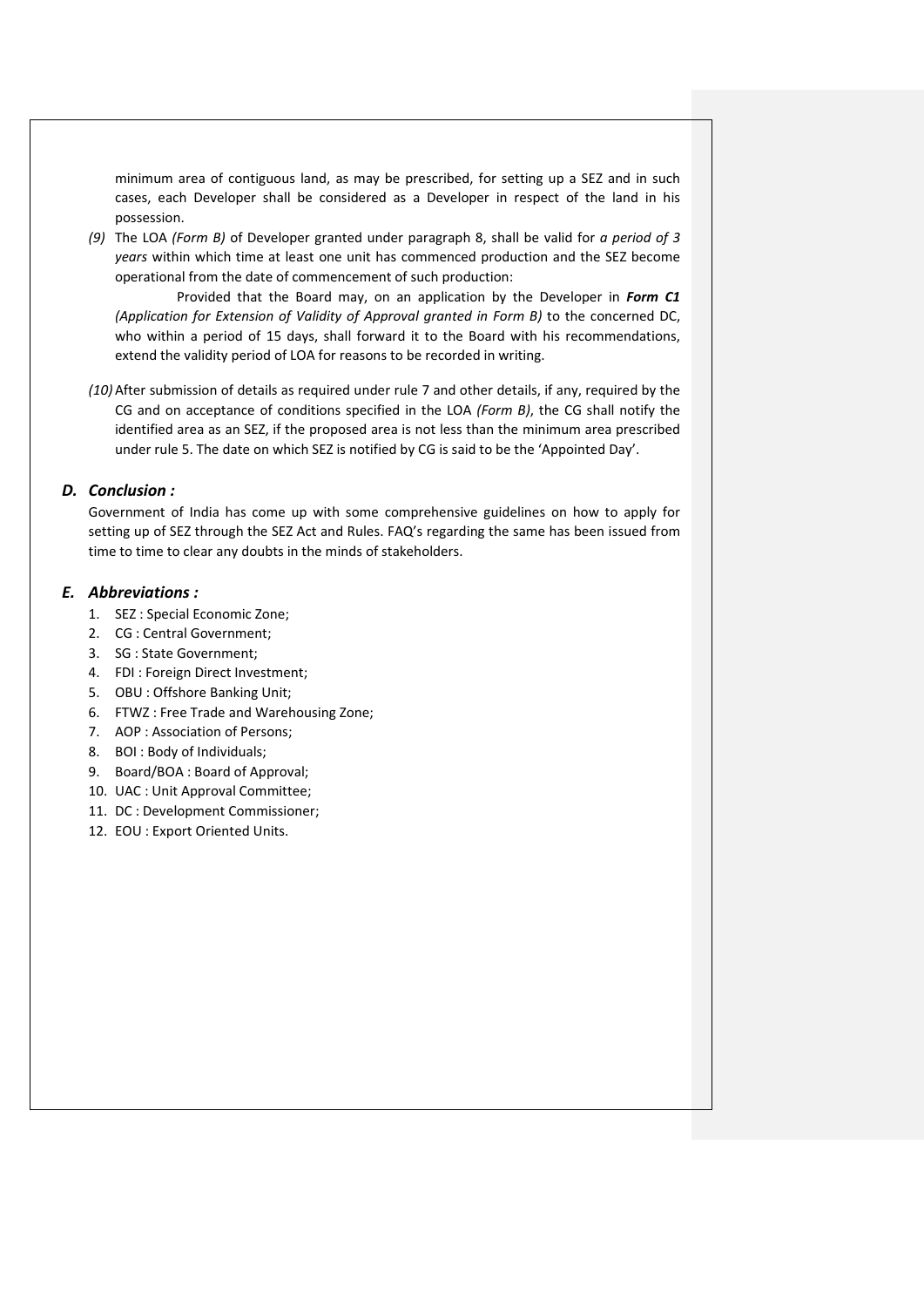minimum area of contiguous land, as may be prescribed, for setting up a SEZ and in such cases, each Developer shall be considered as a Developer in respect of the land in his possession.

*(9)* The LOA *(Form B)* of Developer granted under paragraph 8, shall be valid for *a period of 3 years* within which time at least one unit has commenced production and the SEZ become operational from the date of commencement of such production:

Provided that the Board may, on an application by the Developer in ***Form C1*** *(Application for Extension of Validity of Approval granted in Form B)* to the concerned DC, who within a period of 15 days, shall forward it to the Board with his recommendations, extend the validity period of LOA for reasons to be recorded in writing.

*(10)* After submission of details as required under rule 7 and other details, if any, required by the CG and on acceptance of conditions specified in the LOA *(Form B)*, the CG shall notify the identified area as an SEZ, if the proposed area is not less than the minimum area prescribed under rule 5. The date on which SEZ is notified by CG is said to be the 'Appointed Day'.

### *D. Conclusion :*

Government of India has come up with some comprehensive guidelines on how to apply for setting up of SEZ through the SEZ Act and Rules. FAQ's regarding the same has been issued from time to time to clear any doubts in the minds of stakeholders.

### *E. Abbreviations :*

1. SEZ : Special Economic Zone;
2. CG : Central Government;
3. SG : State Government;
4. FDI : Foreign Direct Investment;
5. OBU : Offshore Banking Unit;
6. FTWZ : Free Trade and Warehousing Zone;
7. AOP : Association of Persons;
8. BOI : Body of Individuals;
9. Board/BOA : Board of Approval;
10. UAC : Unit Approval Committee;
11. DC : Development Commissioner;
12. EOU : Export Oriented Units.